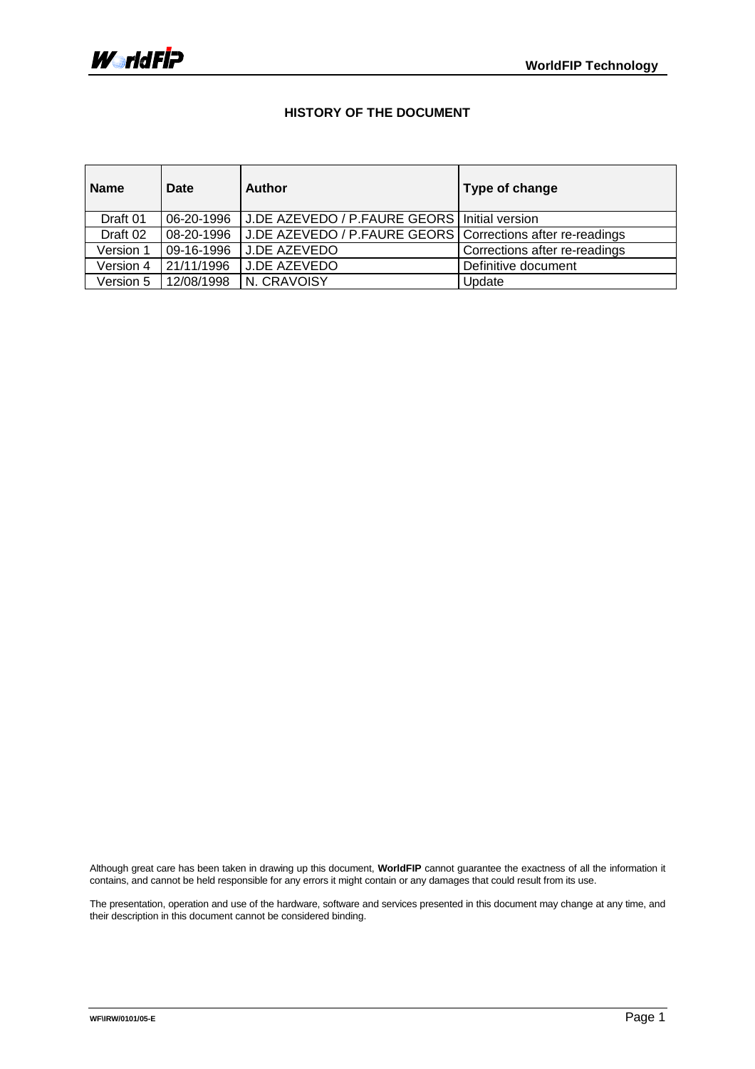# HISTORY OF THE DOCUMENT

| Name | Date | Author | Type of change |
|---|---|---|---|
| Draft 01 | 06-20-1996 | J.DE AZEVEDO / P.FAURE GEORS | Initial version |
| Draft 02 | 08-20-1996 | J.DE AZEVEDO / P.FAURE GEORS | Corrections after re-readings |
| Version 1 | 09-16-1996 | J.DE AZEVEDO | Corrections after re-readings |
| Version 4 | 21/11/1996 | J.DE AZEVEDO | Definitive document |
| Version 5 | 12/08/1998 | N. CRAVOISY | Update |

Although great care has been taken in drawing up this document, **WorldFIP** cannot guarantee the exactness of all the information it contains, and cannot be held responsible for any errors it might contain or any damages that could result from its use.

The presentation, operation and use of the hardware, software and services presented in this document may change at any time, and their description in this document cannot be considered binding.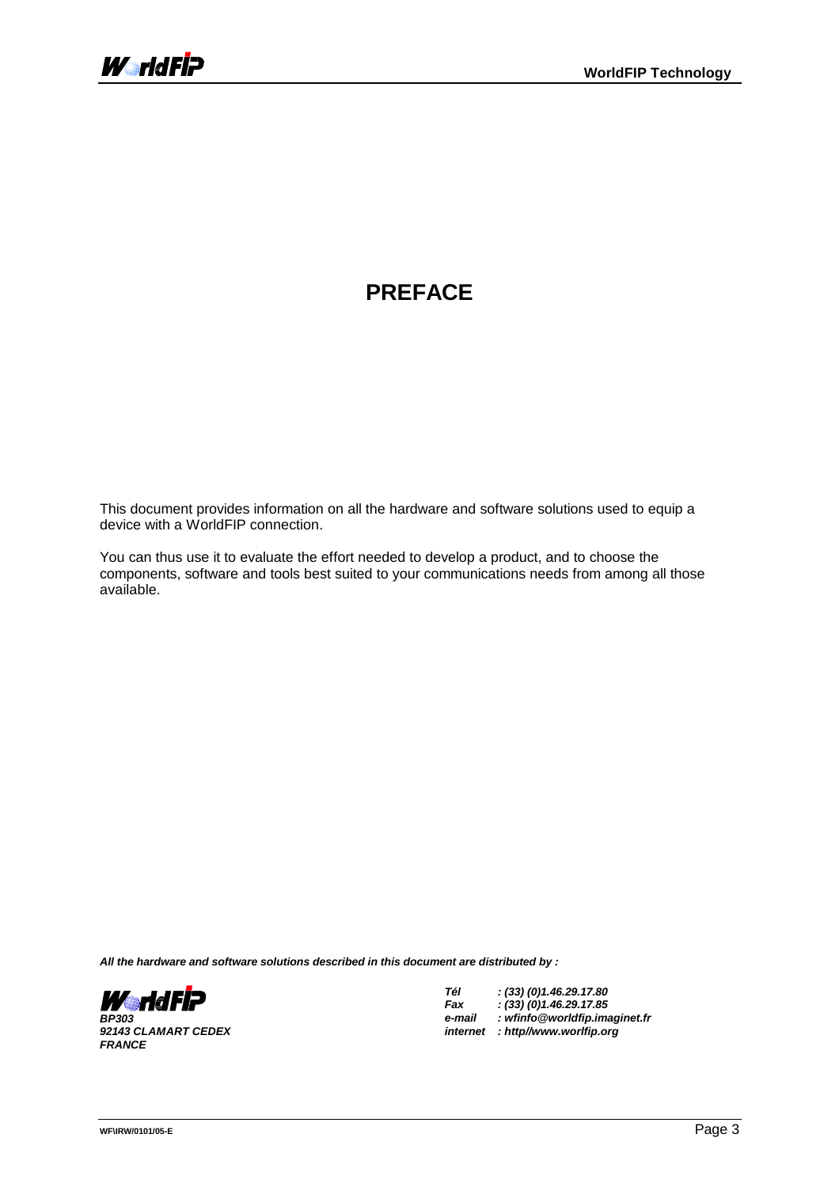# PREFACE

This document provides information on all the hardware and software solutions used to equip a device with a WorldFIP connection.

You can thus use it to evaluate the effort needed to develop a product, and to choose the components, software and tools best suited to your communications needs from among all those available.

***All the hardware and software solutions described in this document are distributed by :***

***WorldFIP***
***BP303***
***92143 CLAMART CEDEX***
***FRANCE***

| | |
|---|---|
| ***Tél*** | ***: (33) (0)1.46.29.17.80*** |
| ***Fax*** | ***: (33) (0)1.46.29.17.85*** |
| ***e-mail*** | ***: wfinfo@worldfip.imaginet.fr*** |
| ***internet*** | ***: http//www.worlfip.org*** |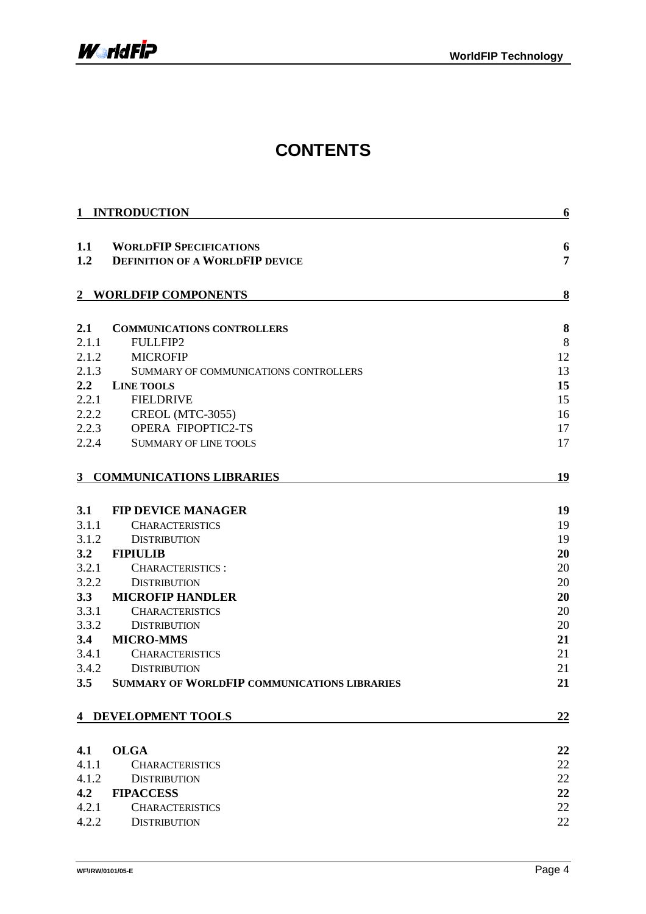# CONTENTS

| | | |
|---|---|---|
| **1** | **INTRODUCTION** | **6** |
| **1.1** | **WORLDFIP SPECIFICATIONS** | **6** |
| **1.2** | **DEFINITION OF A WORLDFIP DEVICE** | **7** |
| **2** | **WORLDFIP COMPONENTS** | **8** |
| **2.1** | **COMMUNICATIONS CONTROLLERS** | **8** |
| 2.1.1 | FULLFIP2 | 8 |
| 2.1.2 | MICROFIP | 12 |
| 2.1.3 | SUMMARY OF COMMUNICATIONS CONTROLLERS | 13 |
| **2.2** | **LINE TOOLS** | **15** |
| 2.2.1 | FIELDRIVE | 15 |
| 2.2.2 | CREOL (MTC-3055) | 16 |
| 2.2.3 | OPERA FIPOPTIC2-TS | 17 |
| 2.2.4 | SUMMARY OF LINE TOOLS | 17 |
| **3** | **COMMUNICATIONS LIBRARIES** | **19** |
| **3.1** | **FIP DEVICE MANAGER** | **19** |
| 3.1.1 | CHARACTERISTICS | 19 |
| 3.1.2 | DISTRIBUTION | 19 |
| **3.2** | **FIPIULIB** | **20** |
| 3.2.1 | CHARACTERISTICS : | 20 |
| 3.2.2 | DISTRIBUTION | 20 |
| **3.3** | **MICROFIP HANDLER** | **20** |
| 3.3.1 | CHARACTERISTICS | 20 |
| 3.3.2 | DISTRIBUTION | 20 |
| **3.4** | **MICRO-MMS** | **21** |
| 3.4.1 | CHARACTERISTICS | 21 |
| 3.4.2 | DISTRIBUTION | 21 |
| **3.5** | **SUMMARY OF WORLDFIP COMMUNICATIONS LIBRARIES** | **21** |
| **4** | **DEVELOPMENT TOOLS** | **22** |
| **4.1** | **OLGA** | **22** |
| 4.1.1 | CHARACTERISTICS | 22 |
| 4.1.2 | DISTRIBUTION | 22 |
| **4.2** | **FIPACCESS** | **22** |
| 4.2.1 | CHARACTERISTICS | 22 |
| 4.2.2 | DISTRIBUTION | 22 |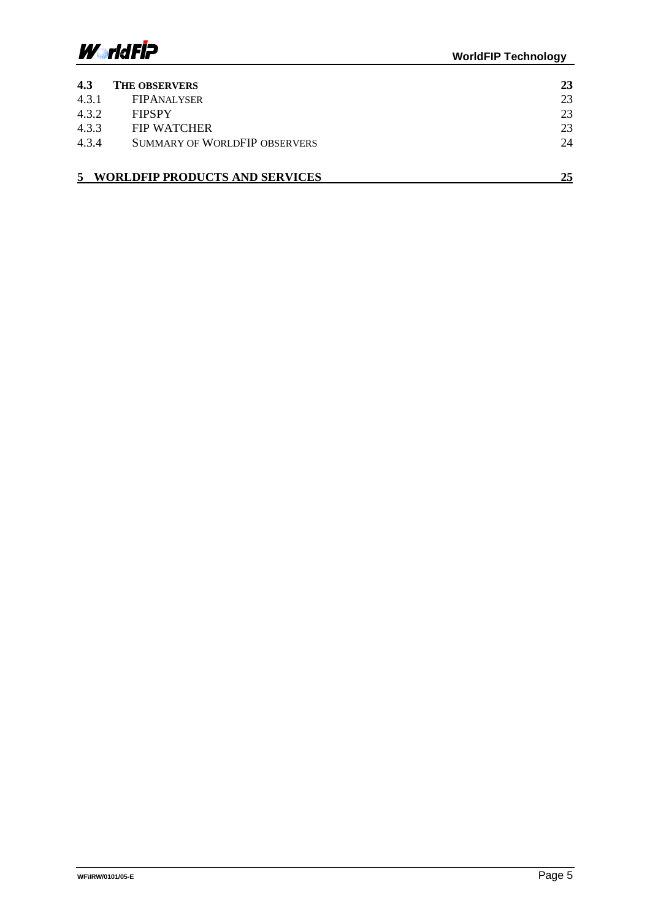| | | |
|---|---|---|
| **4.3** | **THE OBSERVERS** | **23** |
| 4.3.1 | FIPANALYSER | 23 |
| 4.3.2 | FIPSPY | 23 |
| 4.3.3 | FIP WATCHER | 23 |
| 4.3.4 | SUMMARY OF WORLDFIP OBSERVERS | 24 |
| **5** | **WORLDFIP PRODUCTS AND SERVICES** | **25** |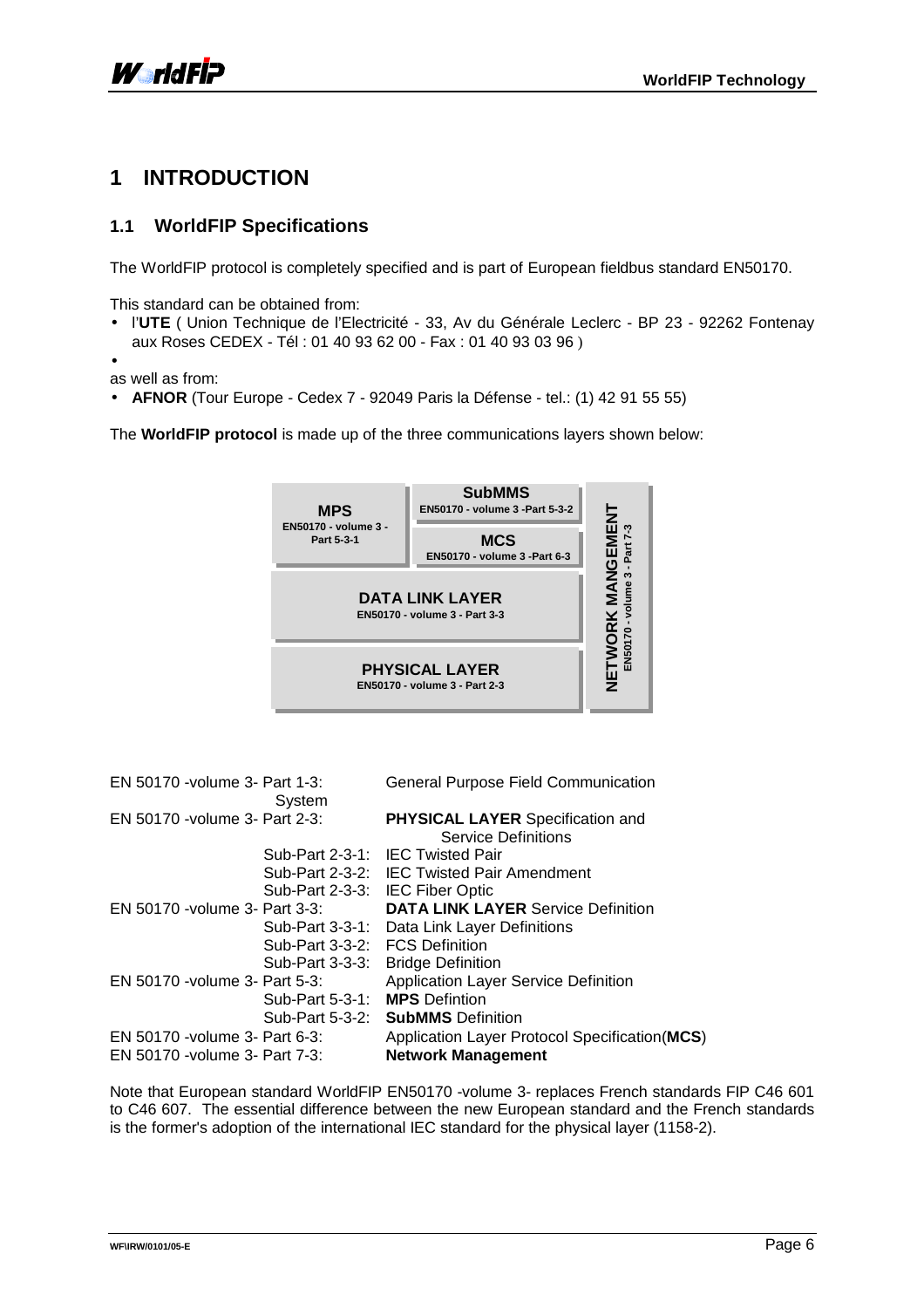# 1 INTRODUCTION

## 1.1 WorldFIP Specifications

The WorldFIP protocol is completely specified and is part of European fieldbus standard EN50170.

This standard can be obtained from:

- l'**UTE** ( Union Technique de l'Electricité - 33, Av du Générale Leclerc - BP 23 - 92262 Fontenay aux Roses CEDEX - Tél : 01 40 93 62 00 - Fax : 01 40 93 03 96 )
- 

as well as from:

- **AFNOR** (Tour Europe - Cedex 7 - 92049 Paris la Défense - tel.: (1) 42 91 55 55)

The **WorldFIP protocol** is made up of the three communications layers shown below:

| **MPS** EN50170 - volume 3 - Part 5-3-1 | **SubMMS** EN50170 - volume 3 -Part 5-3-2 / **MCS** EN50170 - volume 3 -Part 6-3 | **NETWORK MANGEMENT** EN50170 - volume 3 - Part 7-3 |
|---|---|---|
| **DATA LINK LAYER** EN50170 - volume 3 - Part 3-3 | | |
| **PHYSICAL LAYER** EN50170 - volume 3 - Part 2-3 | | |

| | |
|---|---|
| EN 50170 -volume 3- Part 1-3: System | General Purpose Field Communication |
| EN 50170 -volume 3- Part 2-3: | **PHYSICAL LAYER** Specification and Service Definitions |
| Sub-Part 2-3-1: | IEC Twisted Pair |
| Sub-Part 2-3-2: | IEC Twisted Pair Amendment |
| Sub-Part 2-3-3: | IEC Fiber Optic |
| EN 50170 -volume 3- Part 3-3: | **DATA LINK LAYER** Service Definition |
| Sub-Part 3-3-1: | Data Link Layer Definitions |
| Sub-Part 3-3-2: | FCS Definition |
| Sub-Part 3-3-3: | Bridge Definition |
| EN 50170 -volume 3- Part 5-3: | Application Layer Service Definition |
| Sub-Part 5-3-1: | **MPS** Defintion |
| Sub-Part 5-3-2: | **SubMMS** Definition |
| EN 50170 -volume 3- Part 6-3: | Application Layer Protocol Specification(**MCS**) |
| EN 50170 -volume 3- Part 7-3: | **Network Management** |

Note that European standard WorldFIP EN50170 -volume 3- replaces French standards FIP C46 601 to C46 607. The essential difference between the new European standard and the French standards is the former's adoption of the international IEC standard for the physical layer (1158-2).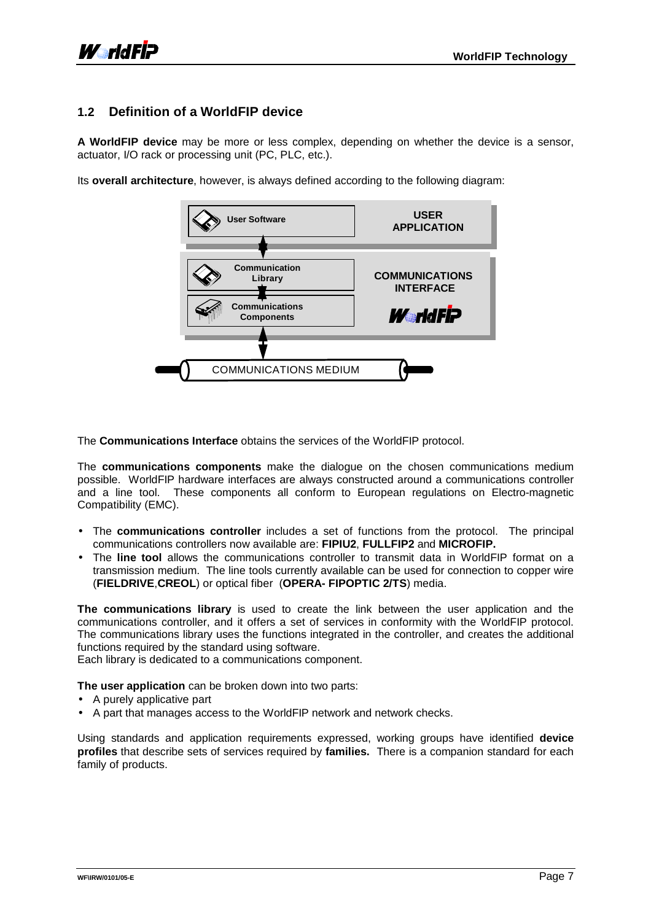## 1.2 Definition of a WorldFIP device

**A WorldFIP device** may be more or less complex, depending on whether the device is a sensor, actuator, I/O rack or processing unit (PC, PLC, etc.).

Its **overall architecture**, however, is always defined according to the following diagram:

User Software | USER APPLICATION

Communication Library | Communications Components | COMMUNICATIONS INTERFACE WorldFIP

COMMUNICATIONS MEDIUM

The **Communications Interface** obtains the services of the WorldFIP protocol.

The **communications components** make the dialogue on the chosen communications medium possible. WorldFIP hardware interfaces are always constructed around a communications controller and a line tool. These components all conform to European regulations on Electro-magnetic Compatibility (EMC).

- The **communications controller** includes a set of functions from the protocol. The principal communications controllers now available are: **FIPIU2**, **FULLFIP2** and **MICROFIP.**
- The **line tool** allows the communications controller to transmit data in WorldFIP format on a transmission medium. The line tools currently available can be used for connection to copper wire (**FIELDRIVE**,**CREOL**) or optical fiber (**OPERA- FIPOPTIC 2/TS**) media.

**The communications library** is used to create the link between the user application and the communications controller, and it offers a set of services in conformity with the WorldFIP protocol. The communications library uses the functions integrated in the controller, and creates the additional functions required by the standard using software.
Each library is dedicated to a communications component.

**The user application** can be broken down into two parts:

- A purely applicative part
- A part that manages access to the WorldFIP network and network checks.

Using standards and application requirements expressed, working groups have identified **device profiles** that describe sets of services required by **families.** There is a companion standard for each family of products.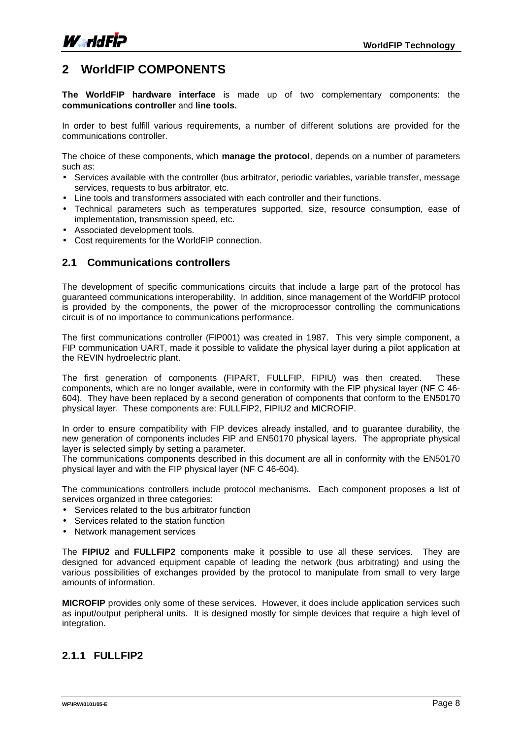# 2 WorldFIP COMPONENTS

**The WorldFIP hardware interface** is made up of two complementary components: the **communications controller** and **line tools.**

In order to best fulfill various requirements, a number of different solutions are provided for the communications controller.

The choice of these components, which **manage the protocol**, depends on a number of parameters such as:

- Services available with the controller (bus arbitrator, periodic variables, variable transfer, message services, requests to bus arbitrator, etc.
- Line tools and transformers associated with each controller and their functions.
- Technical parameters such as temperatures supported, size, resource consumption, ease of implementation, transmission speed, etc.
- Associated development tools.
- Cost requirements for the WorldFIP connection.

## 2.1 Communications controllers

The development of specific communications circuits that include a large part of the protocol has guaranteed communications interoperability. In addition, since management of the WorldFIP protocol is provided by the components, the power of the microprocessor controlling the communications circuit is of no importance to communications performance.

The first communications controller (FIP001) was created in 1987. This very simple component, a FIP communication UART, made it possible to validate the physical layer during a pilot application at the REVIN hydroelectric plant.

The first generation of components (FIPART, FULLFIP, FIPIU) was then created. These components, which are no longer available, were in conformity with the FIP physical layer (NF C 46-604). They have been replaced by a second generation of components that conform to the EN50170 physical layer. These components are: FULLFIP2, FIPIU2 and MICROFIP.

In order to ensure compatibility with FIP devices already installed, and to guarantee durability, the new generation of components includes FIP and EN50170 physical layers. The appropriate physical layer is selected simply by setting a parameter.
The communications components described in this document are all in conformity with the EN50170 physical layer and with the FIP physical layer (NF C 46-604).

The communications controllers include protocol mechanisms. Each component proposes a list of services organized in three categories:

- Services related to the bus arbitrator function
- Services related to the station function
- Network management services

The **FIPIU2** and **FULLFIP2** components make it possible to use all these services. They are designed for advanced equipment capable of leading the network (bus arbitrating) and using the various possibilities of exchanges provided by the protocol to manipulate from small to very large amounts of information.

**MICROFIP** provides only some of these services. However, it does include application services such as input/output peripheral units. It is designed mostly for simple devices that require a high level of integration.

### 2.1.1 FULLFIP2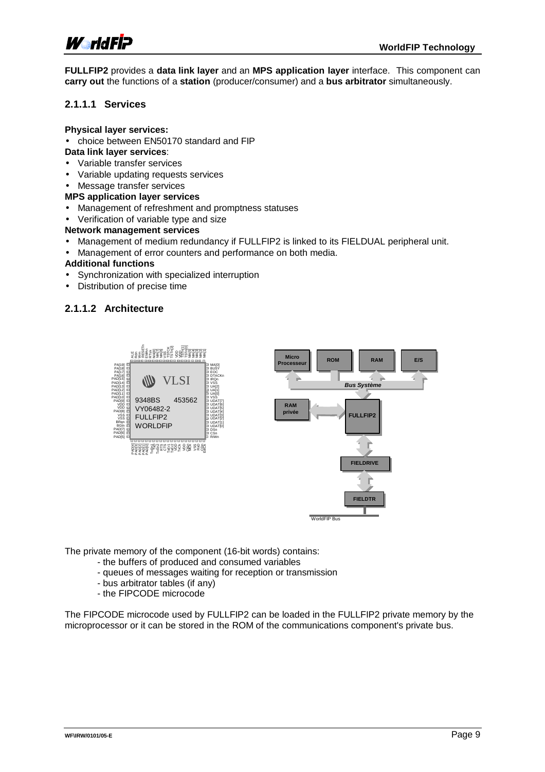**FULLFIP2** provides a **data link layer** and an **MPS application layer** interface. This component can **carry out** the functions of a **station** (producer/consumer) and a **bus arbitrator** simultaneously.

### 2.1.1.1 Services

**Physical layer services:**

- choice between EN50170 standard and FIP

**Data link layer services**:

- Variable transfer services
- Variable updating requests services
- Message transfer services

**MPS application layer services**

- Management of refreshment and promptness statuses
- Verification of variable type and size

**Network management services**

- Management of medium redundancy if FULLFIP2 is linked to its FIELDUAL peripheral unit.
- Management of error counters and performance on both media.

**Additional functions**

- Synchronization with specialized interruption
- Distribution of precise time

### 2.1.1.2 Architecture

The private memory of the component (16-bit words) contains:

- the buffers of produced and consumed variables
- queues of messages waiting for reception or transmission
- bus arbitrator tables (if any)
- the FIPCODE microcode

The FIPCODE microcode used by FULLFIP2 can be loaded in the FULLFIP2 private memory by the microprocessor or it can be stored in the ROM of the communications component's private bus.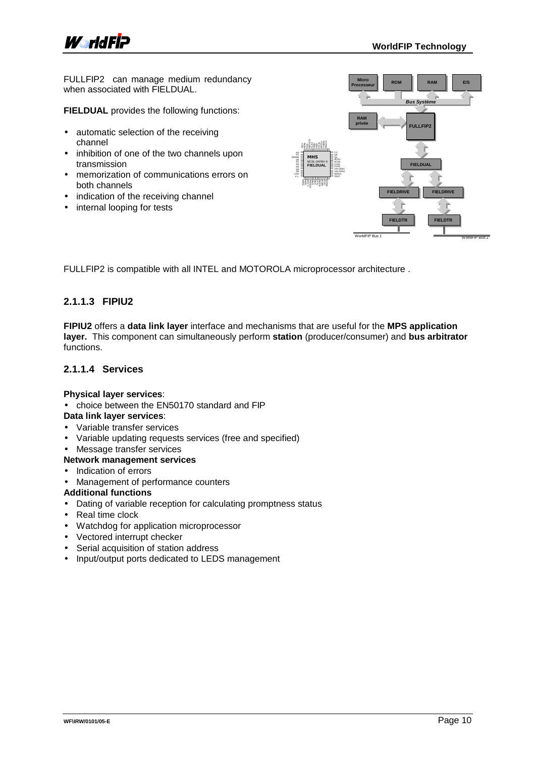FULLFIP2 can manage medium redundancy when associated with FIELDUAL.

**FIELDUAL** provides the following functions:

- automatic selection of the receiving channel
- inhibition of one of the two channels upon transmission
- memorization of communications errors on both channels
- indication of the receiving channel
- internal looping for tests

FULLFIP2 is compatible with all INTEL and MOTOROLA microprocessor architecture .

### 2.1.1.3 FIPIU2

**FIPIU2** offers a **data link layer** interface and mechanisms that are useful for the **MPS application layer.** This component can simultaneously perform **station** (producer/consumer) and **bus arbitrator** functions.

### 2.1.1.4 Services

**Physical layer services**:

- choice between the EN50170 standard and FIP

**Data link layer services**:

- Variable transfer services
- Variable updating requests services (free and specified)
- Message transfer services

**Network management services**

- Indication of errors
- Management of performance counters

**Additional functions**

- Dating of variable reception for calculating promptness status
- Real time clock
- Watchdog for application microprocessor
- Vectored interrupt checker
- Serial acquisition of station address
- Input/output ports dedicated to LEDS management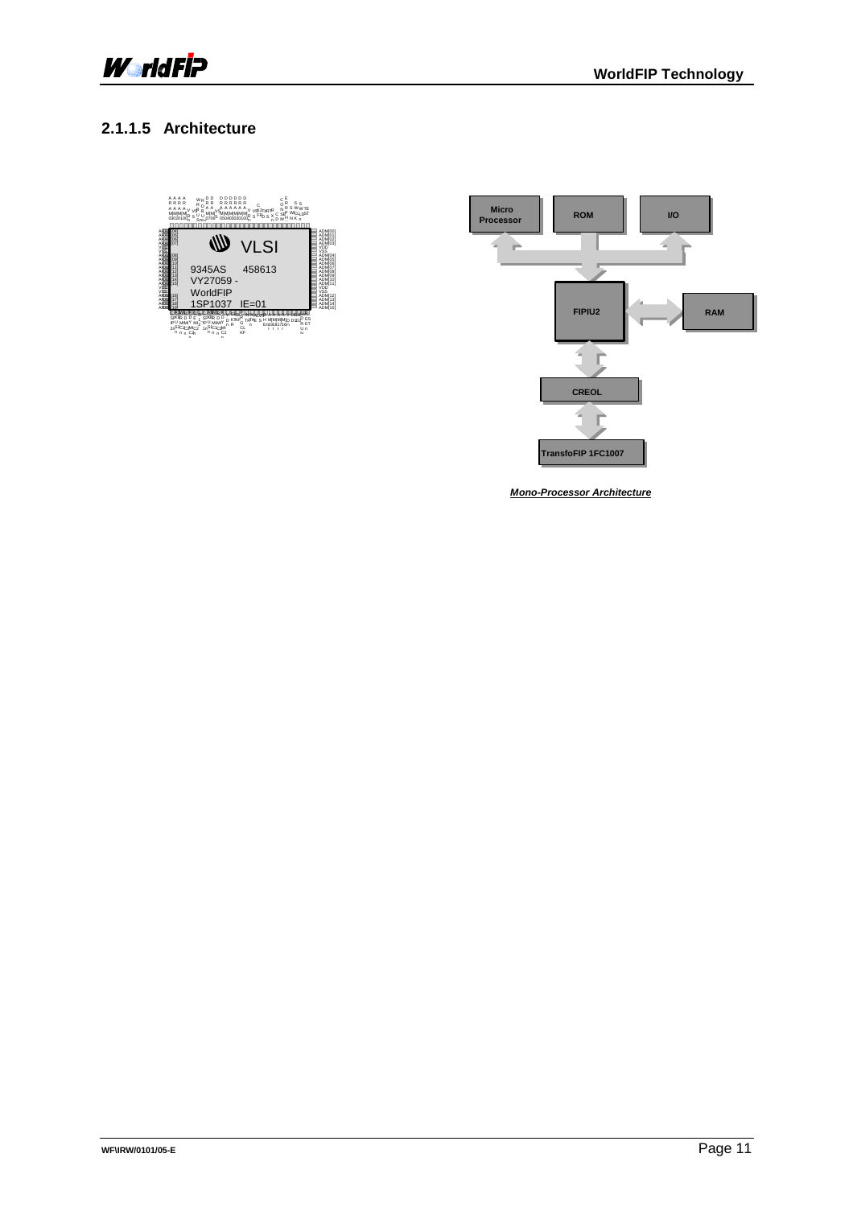### 2.1.1.5 Architecture

Micro Processor

ROM

I/O

FIPIU2

RAM

CREOL

TransfoFIP 1FC1007

***Mono-Processor Architecture***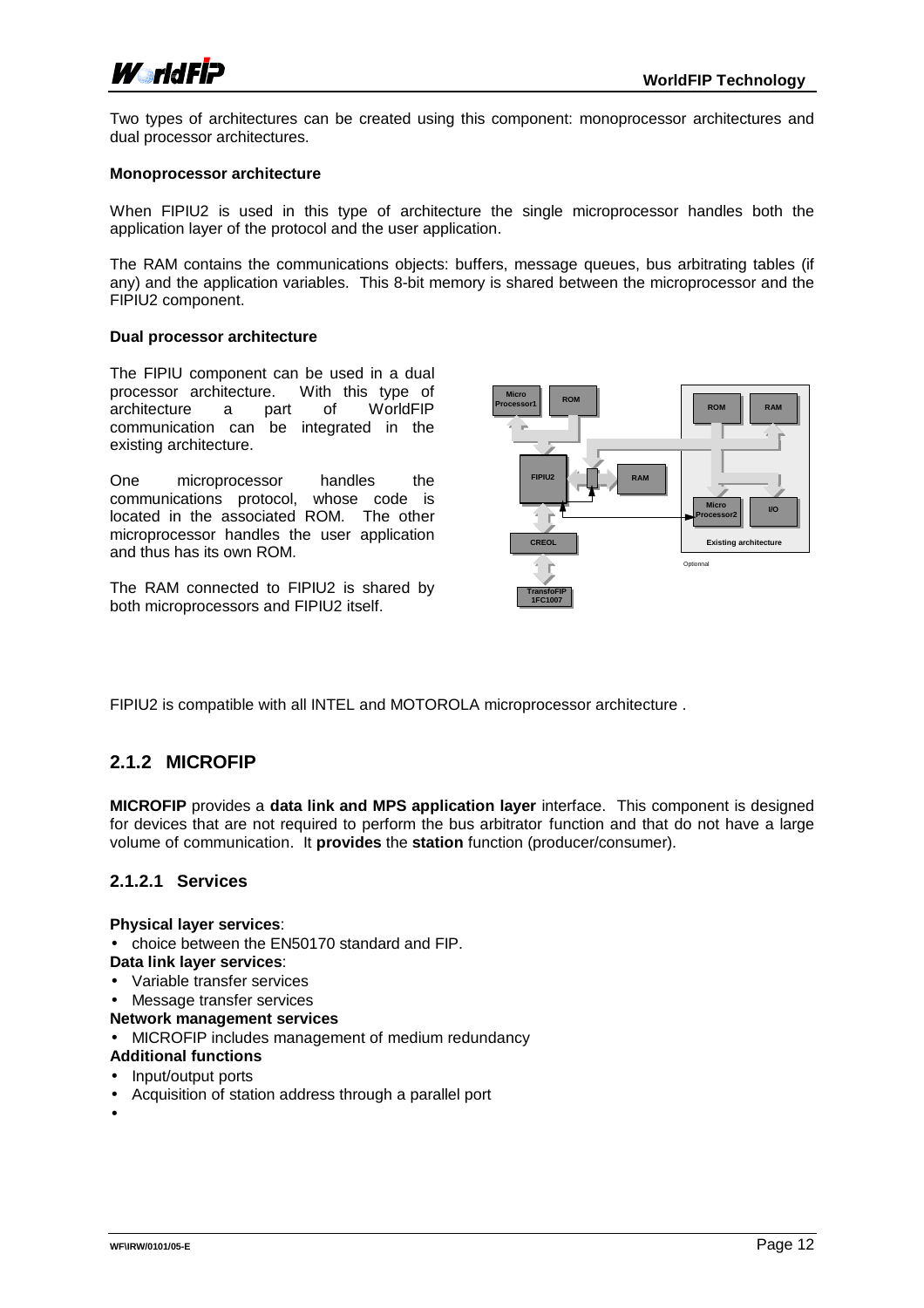Two types of architectures can be created using this component: monoprocessor architectures and dual processor architectures.

**Monoprocessor architecture**

When FIPIU2 is used in this type of architecture the single microprocessor handles both the application layer of the protocol and the user application.

The RAM contains the communications objects: buffers, message queues, bus arbitrating tables (if any) and the application variables. This 8-bit memory is shared between the microprocessor and the FIPIU2 component.

**Dual processor architecture**

The FIPIU component can be used in a dual processor architecture. With this type of architecture a part of WorldFIP communication can be integrated in the existing architecture.

One microprocessor handles the communications protocol, whose code is located in the associated ROM. The other microprocessor handles the user application and thus has its own ROM.

The RAM connected to FIPIU2 is shared by both microprocessors and FIPIU2 itself.

FIPIU2 is compatible with all INTEL and MOTOROLA microprocessor architecture .

## 2.1.2 MICROFIP

**MICROFIP** provides a **data link and MPS application layer** interface. This component is designed for devices that are not required to perform the bus arbitrator function and that do not have a large volume of communication. It **provides** the **station** function (producer/consumer).

### 2.1.2.1 Services

**Physical layer services**:

- choice between the EN50170 standard and FIP.

**Data link layer services**:

- Variable transfer services
- Message transfer services

**Network management services**

- MICROFIP includes management of medium redundancy

**Additional functions**

- Input/output ports
- Acquisition of station address through a parallel port
-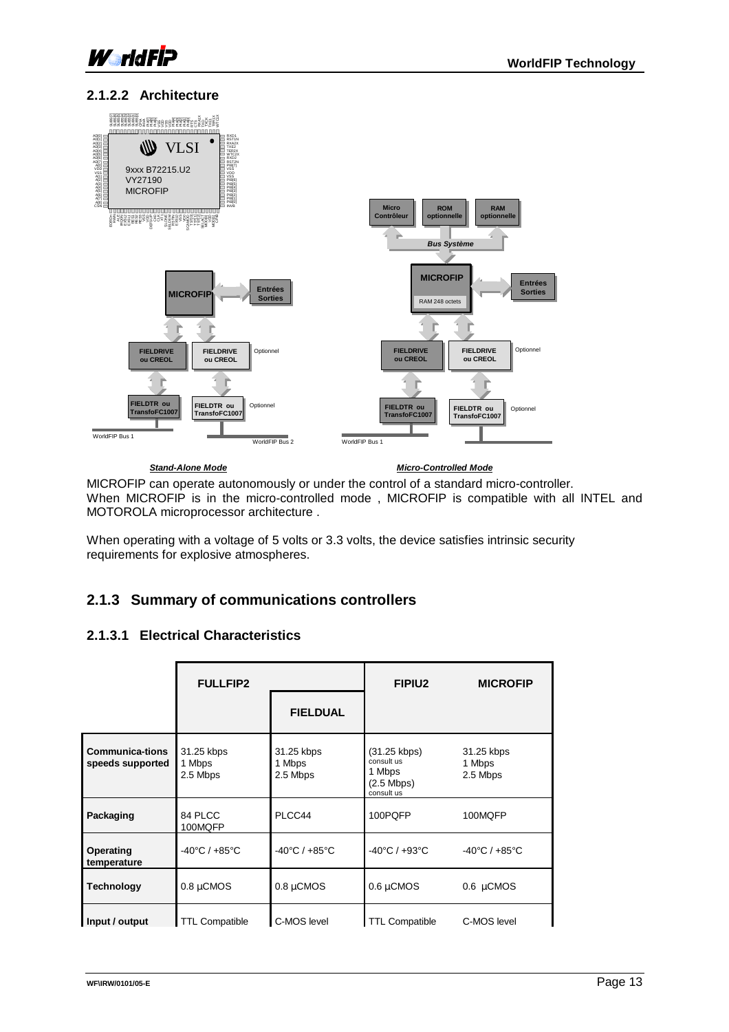### 2.1.2.2 Architecture

*Stand-Alone Mode* *Micro-Controlled Mode*

MICROFIP can operate autonomously or under the control of a standard micro-controller.
When MICROFIP is in the micro-controlled mode , MICROFIP is compatible with all INTEL and MOTOROLA microprocessor architecture .

When operating with a voltage of 5 volts or 3.3 volts, the device satisfies intrinsic security requirements for explosive atmospheres.

## 2.1.3 Summary of communications controllers

### 2.1.3.1 Electrical Characteristics

| | FULLFIP2 | | FIPIU2 | MICROFIP |
|---|---|---|---|---|
| | | FIELDUAL | | |
| **Communica-tions speeds supported** | 31.25 kbps<br>1 Mbps<br>2.5 Mbps | 31.25 kbps<br>1 Mbps<br>2.5 Mbps | (31.25 kbps)<br>consult us<br>1 Mbps<br>(2.5 Mbps)<br>consult us | 31.25 kbps<br>1 Mbps<br>2.5 Mbps |
| **Packaging** | 84 PLCC<br>100MQFP | PLCC44 | 100PQFP | 100MQFP |
| **Operating temperature** | -40°C / +85°C | -40°C / +85°C | -40°C / +93°C | -40°C / +85°C |
| **Technology** | 0.8 µCMOS | 0.8 µCMOS | 0.6 µCMOS | 0.6 µCMOS |
| **Input / output** | TTL Compatible | C-MOS level | TTL Compatible | C-MOS level |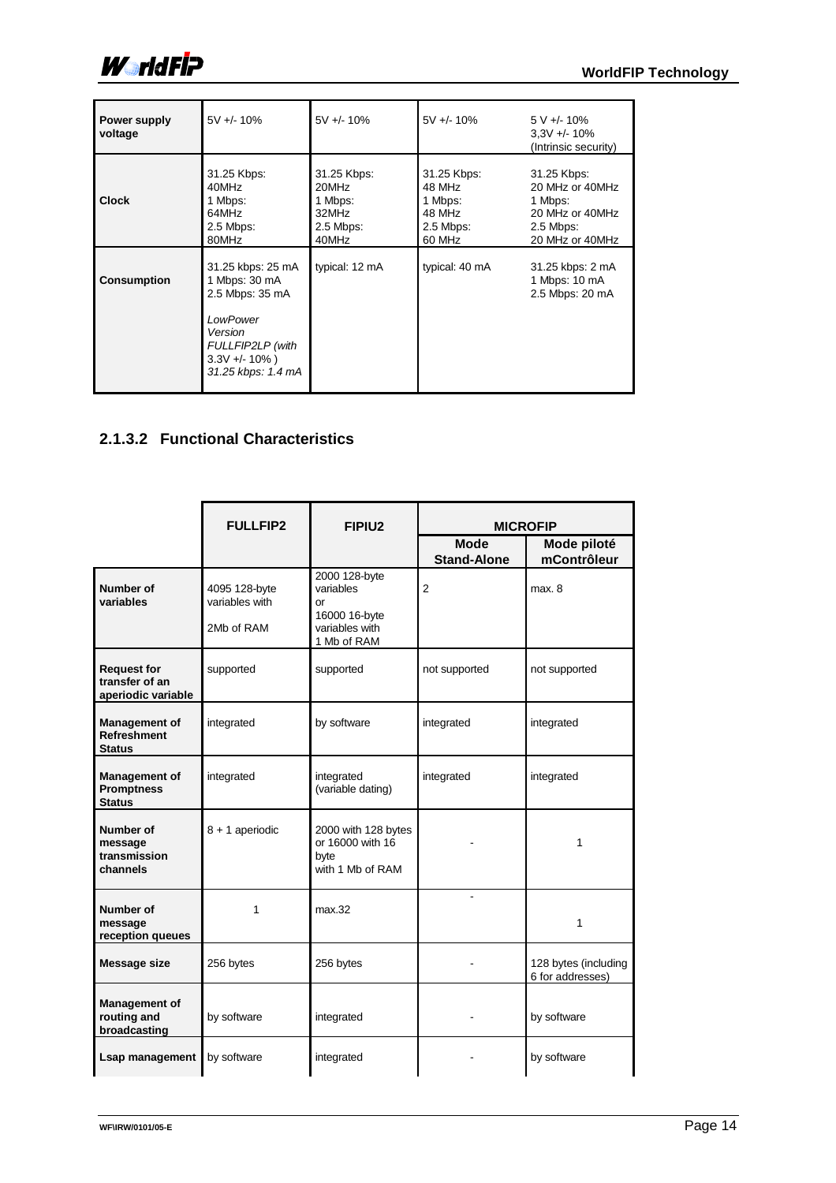| Power supply voltage | 5V +/- 10% | 5V +/- 10% | 5V +/- 10% | 5 V +/- 10%<br>3,3V +/- 10%<br>(Intrinsic security) |
|---|---|---|---|---|
| **Clock** | 31.25 Kbps:<br>40MHz<br>1 Mbps:<br>64MHz<br>2.5 Mbps:<br>80MHz | 31.25 Kbps:<br>20MHz<br>1 Mbps:<br>32MHz<br>2.5 Mbps:<br>40MHz | 31.25 Kbps:<br>48 MHz<br>1 Mbps:<br>48 MHz<br>2.5 Mbps:<br>60 MHz | 31.25 Kbps:<br>20 MHz or 40MHz<br>1 Mbps:<br>20 MHz or 40MHz<br>2.5 Mbps:<br>20 MHz or 40MHz |
| **Consumption** | 31.25 kbps: 25 mA<br>1 Mbps: 30 mA<br>2.5 Mbps: 35 mA<br><br>*LowPower Version FULLFIP2LP (with 3.3V +/- 10% )*<br>*31.25 kbps: 1.4 mA* | typical: 12 mA | typical: 40 mA | 31.25 kbps: 2 mA<br>1 Mbps: 10 mA<br>2.5 Mbps: 20 mA |

### 2.1.3.2 Functional Characteristics

| | FULLFIP2 | FIPIU2 | MICROFIP | |
|---|---|---|---|---|
| | | | Mode Stand-Alone | Mode piloté mContrôleur |
| **Number of variables** | 4095 128-byte variables with<br>2Mb of RAM | 2000 128-byte variables<br>or<br>16000 16-byte variables with<br>1 Mb of RAM | 2 | max. 8 |
| **Request for transfer of an aperiodic variable** | supported | supported | not supported | not supported |
| **Management of Refreshment Status** | integrated | by software | integrated | integrated |
| **Management of Promptness Status** | integrated | integrated (variable dating) | integrated | integrated |
| **Number of message transmission channels** | 8 + 1 aperiodic | 2000 with 128 bytes or 16000 with 16 byte with 1 Mb of RAM | - | 1 |
| **Number of message reception queues** | 1 | max.32 | - | 1 |
| **Message size** | 256 bytes | 256 bytes | - | 128 bytes (including 6 for addresses) |
| **Management of routing and broadcasting** | by software | integrated | - | by software |
| **Lsap management** | by software | integrated | - | by software |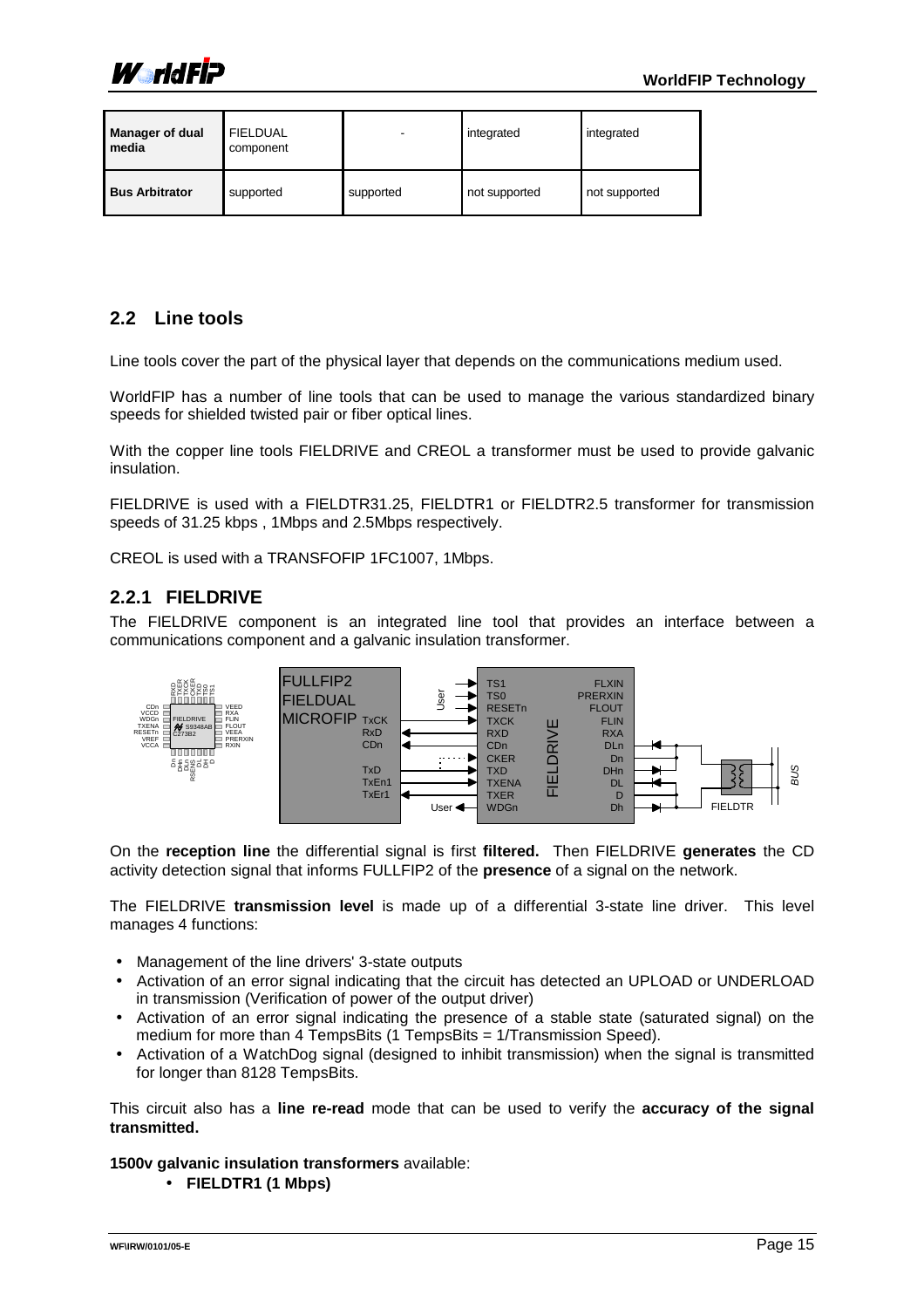| Manager of dual media | FIELDUAL component | - | integrated | integrated |
|---|---|---|---|---|
| Bus Arbitrator | supported | supported | not supported | not supported |

## 2.2 Line tools

Line tools cover the part of the physical layer that depends on the communications medium used.

WorldFIP has a number of line tools that can be used to manage the various standardized binary speeds for shielded twisted pair or fiber optical lines.

With the copper line tools FIELDRIVE and CREOL a transformer must be used to provide galvanic insulation.

FIELDRIVE is used with a FIELDTR31.25, FIELDTR1 or FIELDTR2.5 transformer for transmission speeds of 31.25 kbps , 1Mbps and 2.5Mbps respectively.

CREOL is used with a TRANSFOFIP 1FC1007, 1Mbps.

### 2.2.1 FIELDRIVE

The FIELDRIVE component is an integrated line tool that provides an interface between a communications component and a galvanic insulation transformer.

On the **reception line** the differential signal is first **filtered.** Then FIELDRIVE **generates** the CD activity detection signal that informs FULLFIP2 of the **presence** of a signal on the network.

The FIELDRIVE **transmission level** is made up of a differential 3-state line driver. This level manages 4 functions:

- Management of the line drivers' 3-state outputs
- Activation of an error signal indicating that the circuit has detected an UPLOAD or UNDERLOAD in transmission (Verification of power of the output driver)
- Activation of an error signal indicating the presence of a stable state (saturated signal) on the medium for more than 4 TempsBits (1 TempsBits = 1/Transmission Speed).
- Activation of a WatchDog signal (designed to inhibit transmission) when the signal is transmitted for longer than 8128 TempsBits.

This circuit also has a **line re-read** mode that can be used to verify the **accuracy of the signal transmitted.**

**1500v galvanic insulation transformers** available:

- **FIELDTR1 (1 Mbps)**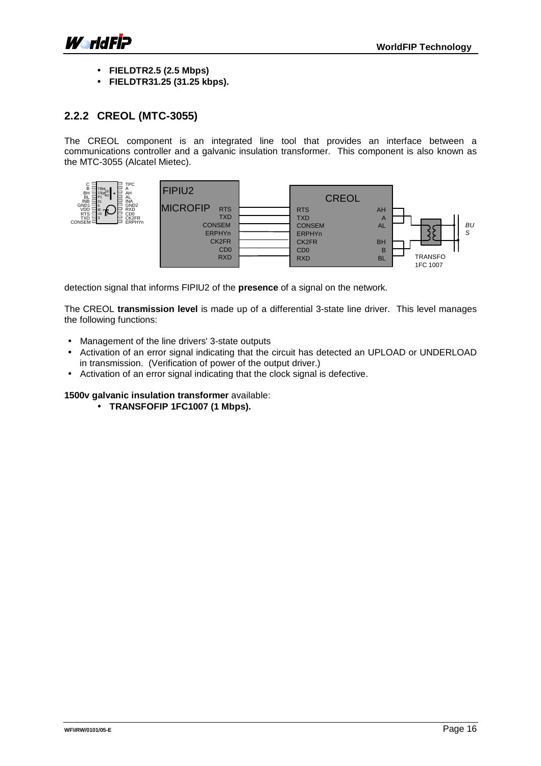- **FIELDTR2.5 (2.5 Mbps)**
- **FIELDTR31.25 (31.25 kbps).**

### 2.2.2 CREOL (MTC-3055)

The CREOL component is an integrated line tool that provides an interface between a communications controller and a galvanic insulation transformer. This component is also known as the MTC-3055 (Alcatel Mietec).

detection signal that informs FIPIU2 of the **presence** of a signal on the network.

The CREOL **transmission level** is made up of a differential 3-state line driver. This level manages the following functions:

- Management of the line drivers' 3-state outputs
- Activation of an error signal indicating that the circuit has detected an UPLOAD or UNDERLOAD in transmission. (Verification of power of the output driver.)
- Activation of an error signal indicating that the clock signal is defective.

**1500v galvanic insulation transformer** available:

- **TRANSFOFIP 1FC1007 (1 Mbps).**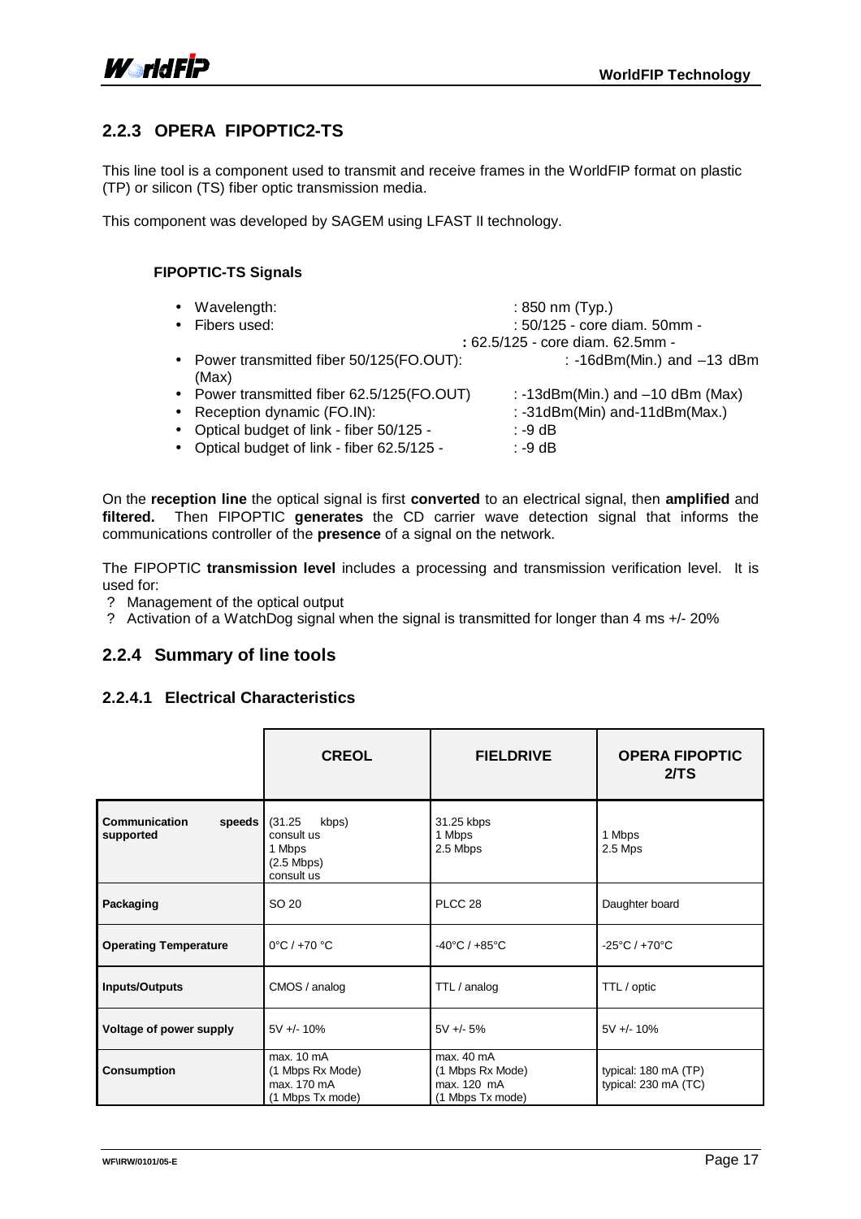### 2.2.3 OPERA FIPOPTIC2-TS

This line tool is a component used to transmit and receive frames in the WorldFIP format on plastic (TP) or silicon (TS) fiber optic transmission media.

This component was developed by SAGEM using LFAST II technology.

**FIPOPTIC-TS Signals**

- Wavelength: : 850 nm (Typ.)
- Fibers used: : 50/125 - core diam. 50mm -
  **:** 62.5/125 - core diam. 62.5mm -
- Power transmitted fiber 50/125(FO.OUT): : -16dBm(Min.) and –13 dBm (Max)
- Power transmitted fiber 62.5/125(FO.OUT) : -13dBm(Min.) and –10 dBm (Max)
- Reception dynamic (FO.IN): : -31dBm(Min) and-11dBm(Max.)
- Optical budget of link - fiber 50/125 - : -9 dB
- Optical budget of link - fiber 62.5/125 - : -9 dB

On the **reception line** the optical signal is first **converted** to an electrical signal, then **amplified** and **filtered.** Then FIPOPTIC **generates** the CD carrier wave detection signal that informs the communications controller of the **presence** of a signal on the network.

The FIPOPTIC **transmission level** includes a processing and transmission verification level. It is used for:

? Management of the optical output
? Activation of a WatchDog signal when the signal is transmitted for longer than 4 ms +/- 20%

### 2.2.4 Summary of line tools

#### 2.2.4.1 Electrical Characteristics

| | **CREOL** | **FIELDRIVE** | **OPERA FIPOPTIC 2/TS** |
|---|---|---|---|
| **Communication speeds supported** | (31.25 kbps) consult us<br>1 Mbps<br>(2.5 Mbps) consult us | 31.25 kbps<br>1 Mbps<br>2.5 Mbps | 1 Mbps<br>2.5 Mps |
| **Packaging** | SO 20 | PLCC 28 | Daughter board |
| **Operating Temperature** | 0°C / +70 °C | -40°C / +85°C | -25°C / +70°C |
| **Inputs/Outputs** | CMOS / analog | TTL / analog | TTL / optic |
| **Voltage of power supply** | 5V +/- 10% | 5V +/- 5% | 5V +/- 10% |
| **Consumption** | max. 10 mA<br>(1 Mbps Rx Mode)<br>max. 170 mA<br>(1 Mbps Tx mode) | max. 40 mA<br>(1 Mbps Rx Mode)<br>max. 120 mA<br>(1 Mbps Tx mode) | typical: 180 mA (TP)<br>typical: 230 mA (TC) |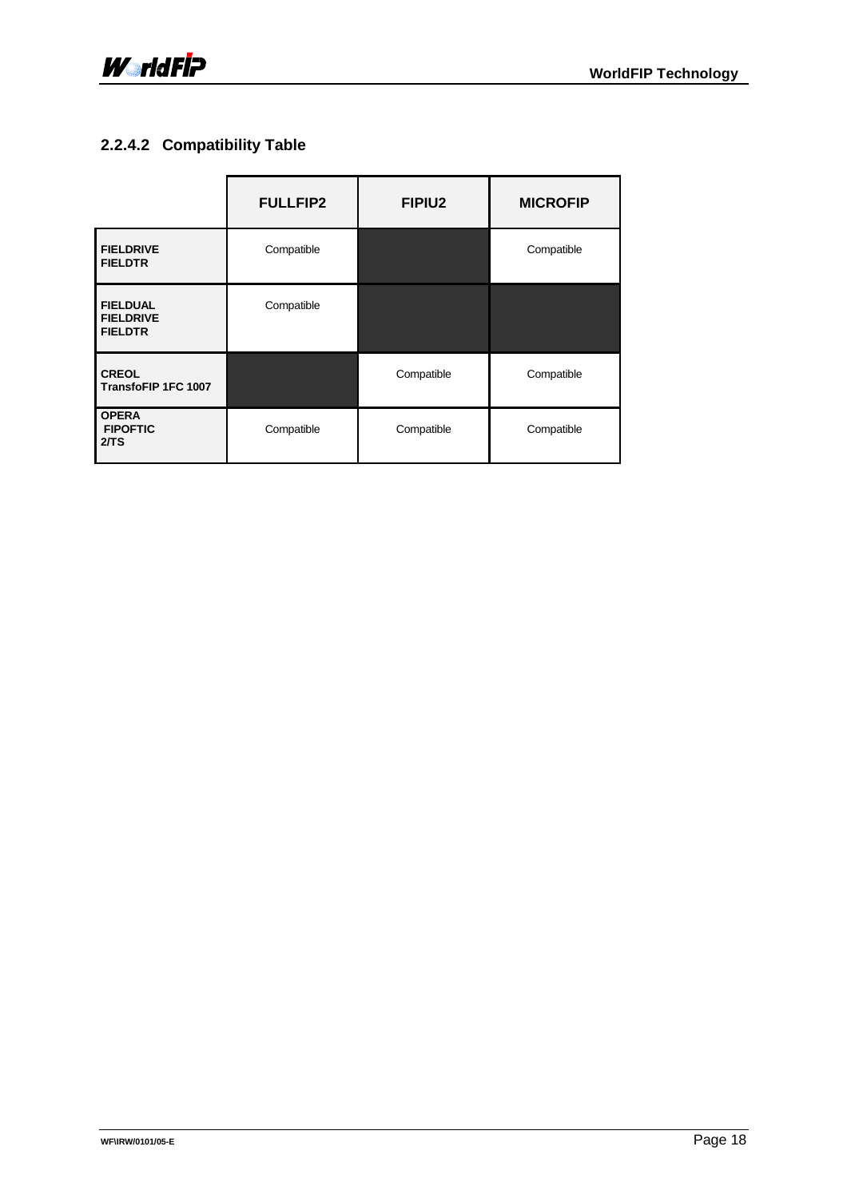### 2.2.4.2 Compatibility Table

| | **FULLFIP2** | **FIPIU2** | **MICROFIP** |
|---|---|---|---|
| **FIELDRIVE**<br>**FIELDTR** | Compatible | | Compatible |
| **FIELDUAL**<br>**FIELDRIVE**<br>**FIELDTR** | Compatible | | |
| **CREOL**<br>**TransfoFIP 1FC 1007** | | Compatible | Compatible |
| **OPERA**<br>**FIPOFTIC**<br>**2/TS** | Compatible | Compatible | Compatible |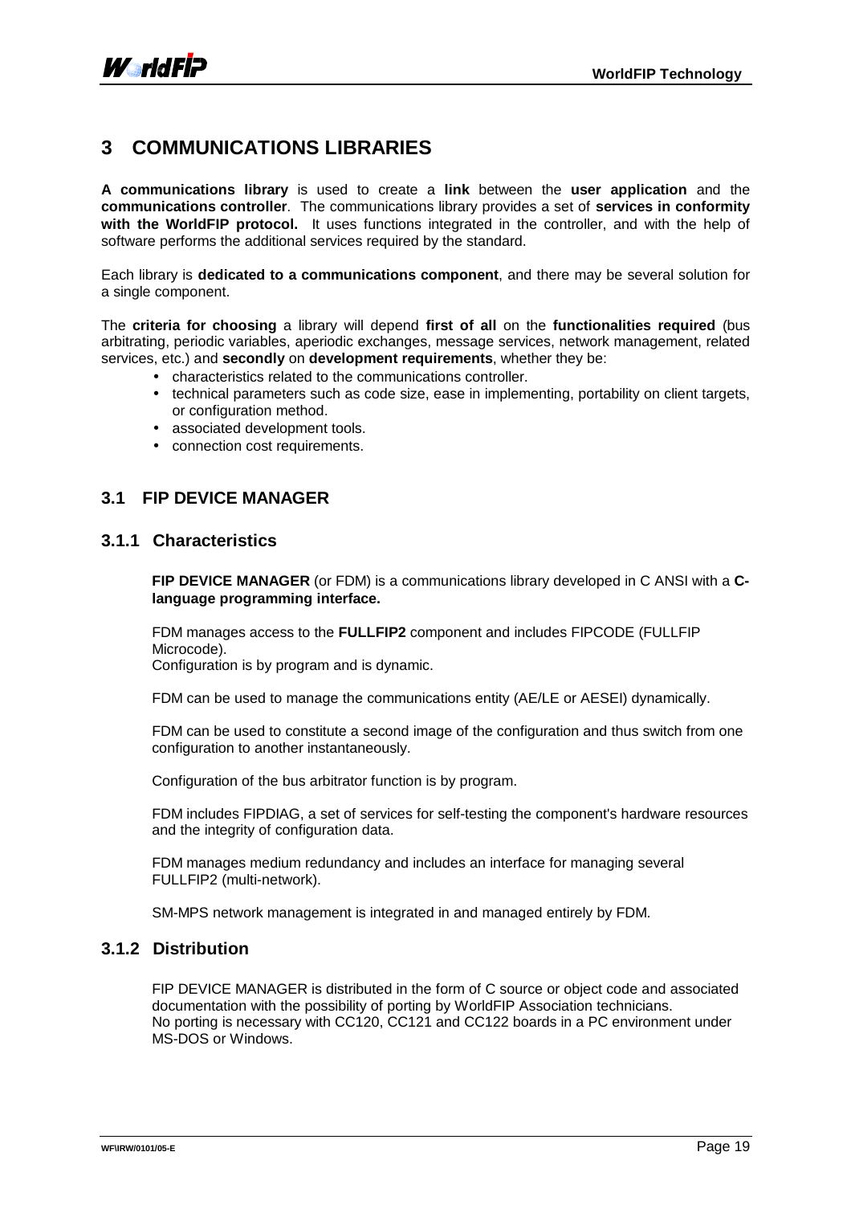# 3 COMMUNICATIONS LIBRARIES

**A communications library** is used to create a **link** between the **user application** and the **communications controller**. The communications library provides a set of **services in conformity with the WorldFIP protocol.** It uses functions integrated in the controller, and with the help of software performs the additional services required by the standard.

Each library is **dedicated to a communications component**, and there may be several solution for a single component.

The **criteria for choosing** a library will depend **first of all** on the **functionalities required** (bus arbitrating, periodic variables, aperiodic exchanges, message services, network management, related services, etc.) and **secondly** on **development requirements**, whether they be:

- characteristics related to the communications controller.
- technical parameters such as code size, ease in implementing, portability on client targets, or configuration method.
- associated development tools.
- connection cost requirements.

## 3.1 FIP DEVICE MANAGER

### 3.1.1 Characteristics

**FIP DEVICE MANAGER** (or FDM) is a communications library developed in C ANSI with a **C-language programming interface.**

FDM manages access to the **FULLFIP2** component and includes FIPCODE (FULLFIP Microcode).
Configuration is by program and is dynamic.

FDM can be used to manage the communications entity (AE/LE or AESEI) dynamically.

FDM can be used to constitute a second image of the configuration and thus switch from one configuration to another instantaneously.

Configuration of the bus arbitrator function is by program.

FDM includes FIPDIAG, a set of services for self-testing the component's hardware resources and the integrity of configuration data.

FDM manages medium redundancy and includes an interface for managing several FULLFIP2 (multi-network).

SM-MPS network management is integrated in and managed entirely by FDM.

### 3.1.2 Distribution

FIP DEVICE MANAGER is distributed in the form of C source or object code and associated documentation with the possibility of porting by WorldFIP Association technicians.
No porting is necessary with CC120, CC121 and CC122 boards in a PC environment under MS-DOS or Windows.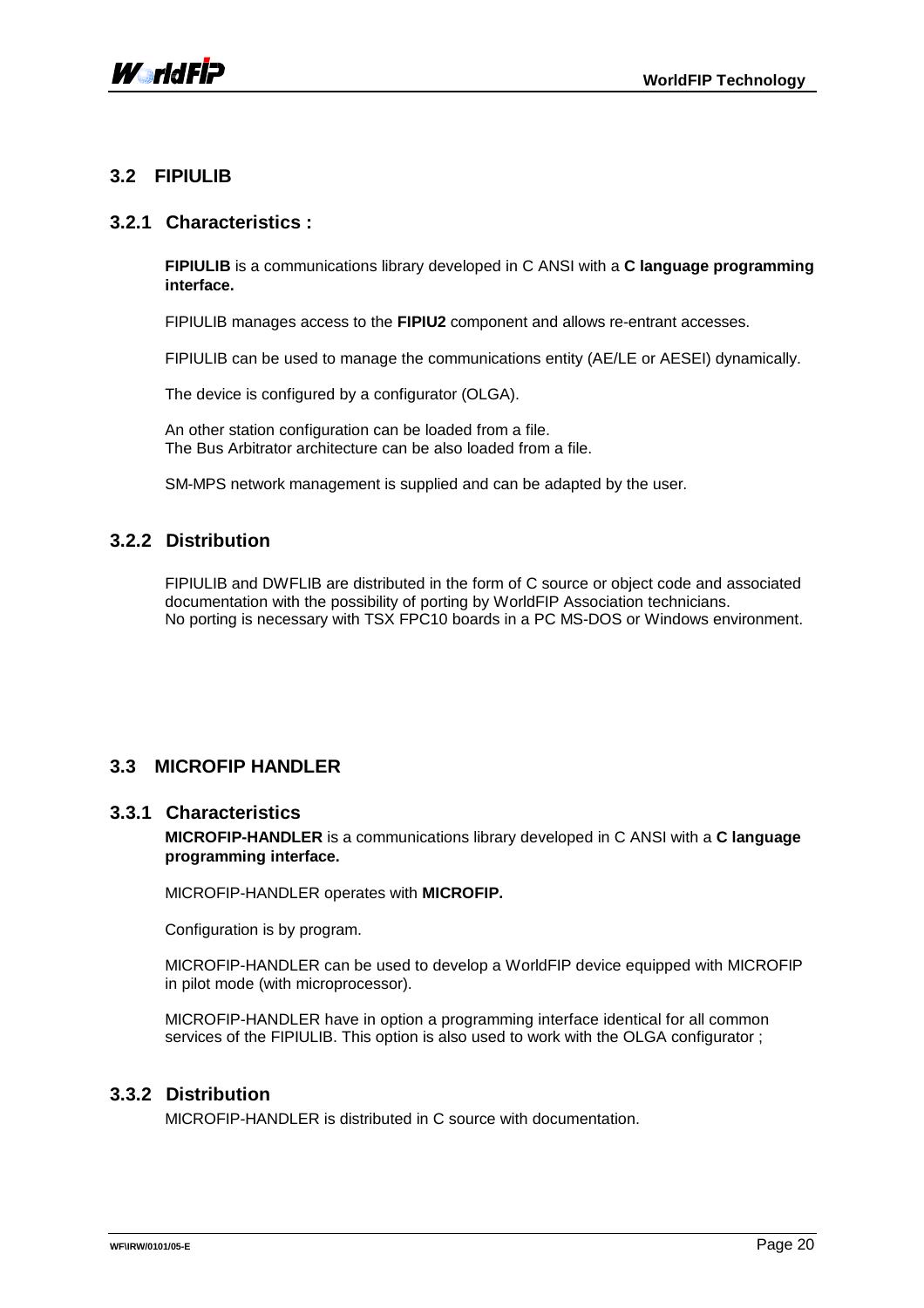## 3.2 FIPIULIB

### 3.2.1 Characteristics :

**FIPIULIB** is a communications library developed in C ANSI with a **C language programming interface.**

FIPIULIB manages access to the **FIPIU2** component and allows re-entrant accesses.

FIPIULIB can be used to manage the communications entity (AE/LE or AESEI) dynamically.

The device is configured by a configurator (OLGA).

An other station configuration can be loaded from a file.
The Bus Arbitrator architecture can be also loaded from a file.

SM-MPS network management is supplied and can be adapted by the user.

### 3.2.2 Distribution

FIPIULIB and DWFLIB are distributed in the form of C source or object code and associated documentation with the possibility of porting by WorldFIP Association technicians.
No porting is necessary with TSX FPC10 boards in a PC MS-DOS or Windows environment.

## 3.3 MICROFIP HANDLER

### 3.3.1 Characteristics

**MICROFIP-HANDLER** is a communications library developed in C ANSI with a **C language programming interface.**

MICROFIP-HANDLER operates with **MICROFIP.**

Configuration is by program.

MICROFIP-HANDLER can be used to develop a WorldFIP device equipped with MICROFIP in pilot mode (with microprocessor).

MICROFIP-HANDLER have in option a programming interface identical for all common services of the FIPIULIB. This option is also used to work with the OLGA configurator ;

### 3.3.2 Distribution

MICROFIP-HANDLER is distributed in C source with documentation.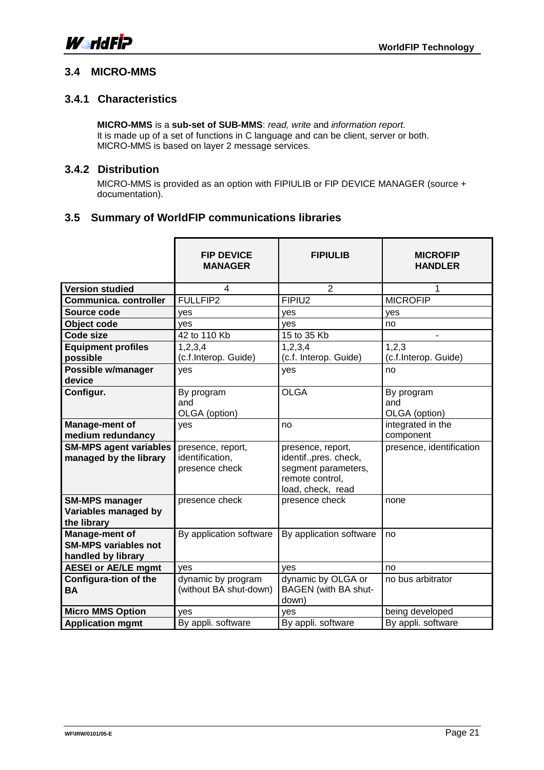### 3.4 MICRO-MMS

#### 3.4.1 Characteristics

**MICRO-MMS** is a **sub-set of SUB-MMS**: *read, write* and *information report.*
It is made up of a set of functions in C language and can be client, server or both.
MICRO-MMS is based on layer 2 message services.

#### 3.4.2 Distribution

MICRO-MMS is provided as an option with FIPIULIB or FIP DEVICE MANAGER (source + documentation).

### 3.5 Summary of WorldFIP communications libraries

| | **FIP DEVICE MANAGER** | **FIPIULIB** | **MICROFIP HANDLER** |
|---|---|---|---|
| **Version studied** | 4 | 2 | 1 |
| **Communica. controller** | FULLFIP2 | FIPIU2 | MICROFIP |
| **Source code** | yes | yes | yes |
| **Object code** | yes | yes | no |
| **Code size** | 42 to 110 Kb | 15 to 35 Kb | - |
| **Equipment profiles possible** | 1,2,3,4 (c.f.Interop. Guide) | 1,2,3,4 (c.f. Interop. Guide) | 1,2,3 (c.f.Interop. Guide) |
| **Possible w/manager device** | yes | yes | no |
| **Configur.** | By program and OLGA (option) | OLGA | By program and OLGA (option) |
| **Manage-ment of medium redundancy** | yes | no | integrated in the component |
| **SM-MPS agent variables managed by the library** | presence, report, identification, presence check | presence, report, identif.,pres. check, segment parameters, remote control, load, check, read | presence, identification |
| **SM-MPS manager Variables managed by the library** | presence check | presence check | none |
| **Manage-ment of SM-MPS variables not handled by library** | By application software | By application software | no |
| **AESEI or AE/LE mgmt** | yes | yes | no |
| **Configura-tion of the BA** | dynamic by program (without BA shut-down) | dynamic by OLGA or BAGEN (with BA shut-down) | no bus arbitrator |
| **Micro MMS Option** | yes | yes | being developed |
| **Application mgmt** | By appli. software | By appli. software | By appli. software |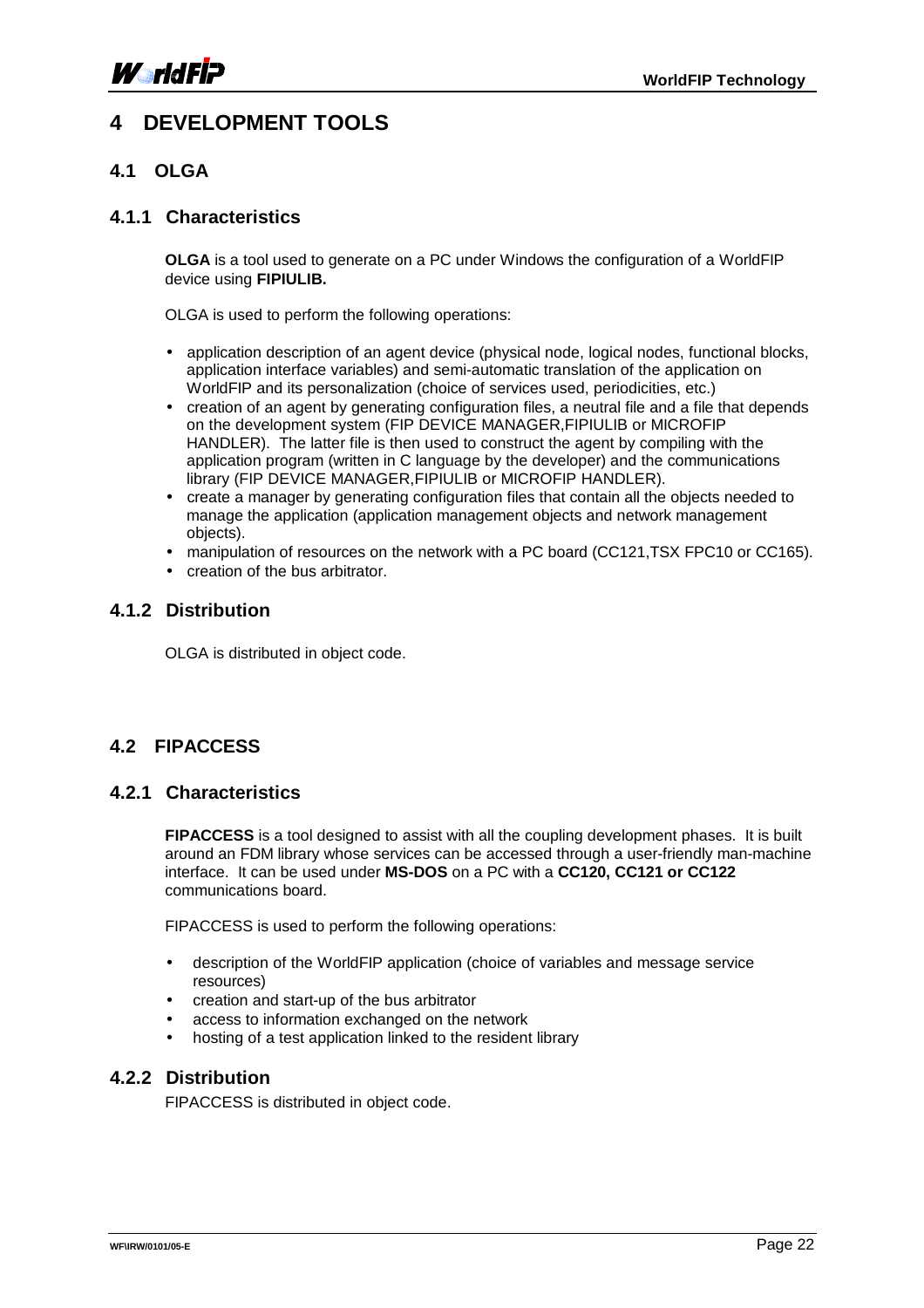# 4 DEVELOPMENT TOOLS

## 4.1 OLGA

### 4.1.1 Characteristics

**OLGA** is a tool used to generate on a PC under Windows the configuration of a WorldFIP device using **FIPIULIB.**

OLGA is used to perform the following operations:

- application description of an agent device (physical node, logical nodes, functional blocks, application interface variables) and semi-automatic translation of the application on WorldFIP and its personalization (choice of services used, periodicities, etc.)
- creation of an agent by generating configuration files, a neutral file and a file that depends on the development system (FIP DEVICE MANAGER,FIPIULIB or MICROFIP HANDLER). The latter file is then used to construct the agent by compiling with the application program (written in C language by the developer) and the communications library (FIP DEVICE MANAGER,FIPIULIB or MICROFIP HANDLER).
- create a manager by generating configuration files that contain all the objects needed to manage the application (application management objects and network management objects).
- manipulation of resources on the network with a PC board (CC121,TSX FPC10 or CC165).
- creation of the bus arbitrator.

### 4.1.2 Distribution

OLGA is distributed in object code.

## 4.2 FIPACCESS

### 4.2.1 Characteristics

**FIPACCESS** is a tool designed to assist with all the coupling development phases. It is built around an FDM library whose services can be accessed through a user-friendly man-machine interface. It can be used under **MS-DOS** on a PC with a **CC120, CC121 or CC122** communications board.

FIPACCESS is used to perform the following operations:

- description of the WorldFIP application (choice of variables and message service resources)
- creation and start-up of the bus arbitrator
- access to information exchanged on the network
- hosting of a test application linked to the resident library

### 4.2.2 Distribution

FIPACCESS is distributed in object code.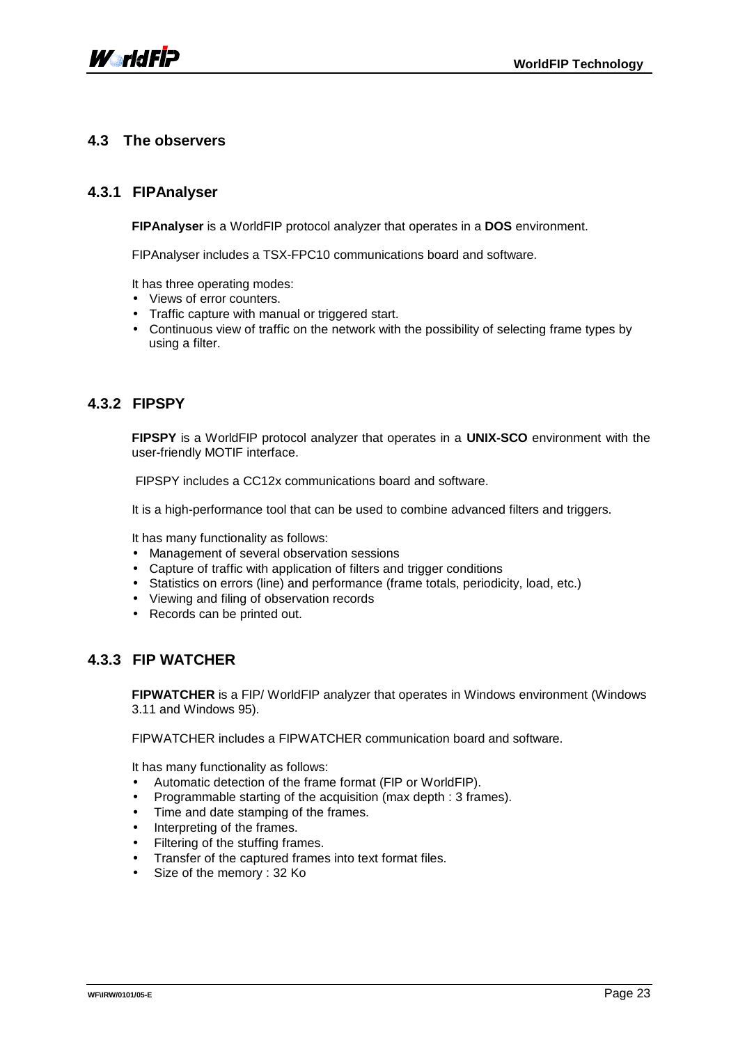## 4.3 The observers

### 4.3.1 FIPAnalyser

**FIPAnalyser** is a WorldFIP protocol analyzer that operates in a **DOS** environment.

FIPAnalyser includes a TSX-FPC10 communications board and software.

It has three operating modes:

- Views of error counters.
- Traffic capture with manual or triggered start.
- Continuous view of traffic on the network with the possibility of selecting frame types by using a filter.

### 4.3.2 FIPSPY

**FIPSPY** is a WorldFIP protocol analyzer that operates in a **UNIX-SCO** environment with the user-friendly MOTIF interface.

FIPSPY includes a CC12x communications board and software.

It is a high-performance tool that can be used to combine advanced filters and triggers.

It has many functionality as follows:

- Management of several observation sessions
- Capture of traffic with application of filters and trigger conditions
- Statistics on errors (line) and performance (frame totals, periodicity, load, etc.)
- Viewing and filing of observation records
- Records can be printed out.

### 4.3.3 FIP WATCHER

**FIPWATCHER** is a FIP/ WorldFIP analyzer that operates in Windows environment (Windows 3.11 and Windows 95).

FIPWATCHER includes a FIPWATCHER communication board and software.

It has many functionality as follows:

- Automatic detection of the frame format (FIP or WorldFIP).
- Programmable starting of the acquisition (max depth : 3 frames).
- Time and date stamping of the frames.
- Interpreting of the frames.
- Filtering of the stuffing frames.
- Transfer of the captured frames into text format files.
- Size of the memory : 32 Ko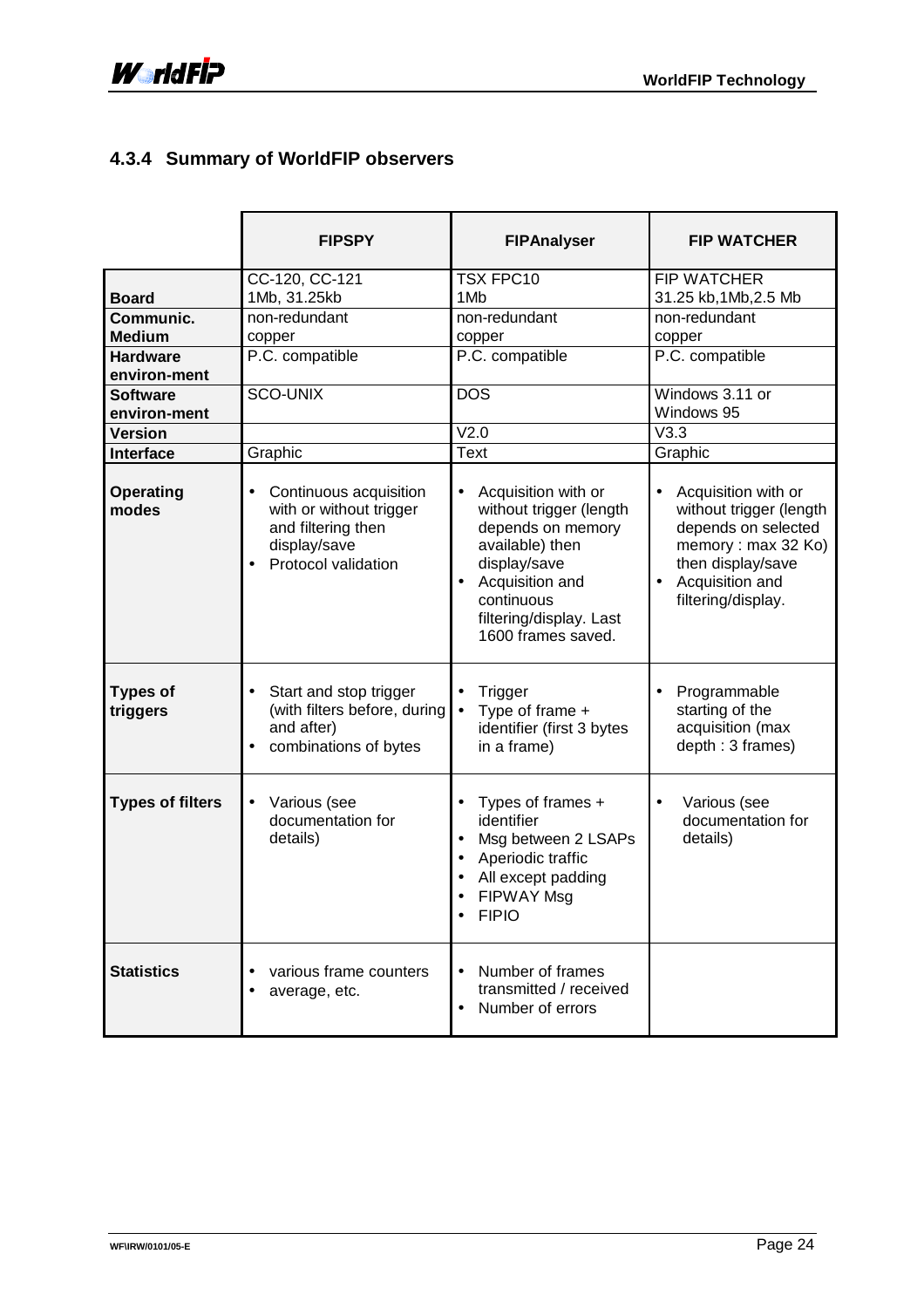### 4.3.4 Summary of WorldFIP observers

| | FIPSPY | FIPAnalyser | FIP WATCHER |
|---|---|---|---|
| **Board** | CC-120, CC-121<br>1Mb, 31.25kb | TSX FPC10<br>1Mb | FIP WATCHER<br>31.25 kb,1Mb,2.5 Mb |
| **Communic. Medium** | non-redundant<br>copper | non-redundant<br>copper | non-redundant<br>copper |
| **Hardware environ-ment** | P.C. compatible | P.C. compatible | P.C. compatible |
| **Software environ-ment** | SCO-UNIX | DOS | Windows 3.11 or Windows 95 |
| **Version** | | V2.0 | V3.3 |
| **Interface** | Graphic | Text | Graphic |
| **Operating modes** | • Continuous acquisition with or without trigger and filtering then display/save<br>• Protocol validation | • Acquisition with or without trigger (length depends on memory available) then display/save<br>• Acquisition and continuous filtering/display. Last 1600 frames saved. | • Acquisition with or without trigger (length depends on selected memory : max 32 Ko) then display/save<br>• Acquisition and filtering/display. |
| **Types of triggers** | • Start and stop trigger (with filters before, during and after)<br>• combinations of bytes | • Trigger<br>• Type of frame + identifier (first 3 bytes in a frame) | • Programmable starting of the acquisition (max depth : 3 frames) |
| **Types of filters** | • Various (see documentation for details) | • Types of frames + identifier<br>• Msg between 2 LSAPs<br>• Aperiodic traffic<br>• All except padding<br>• FIPWAY Msg<br>• FIPIO | • Various (see documentation for details) |
| **Statistics** | • various frame counters<br>• average, etc. | • Number of frames transmitted / received<br>• Number of errors | |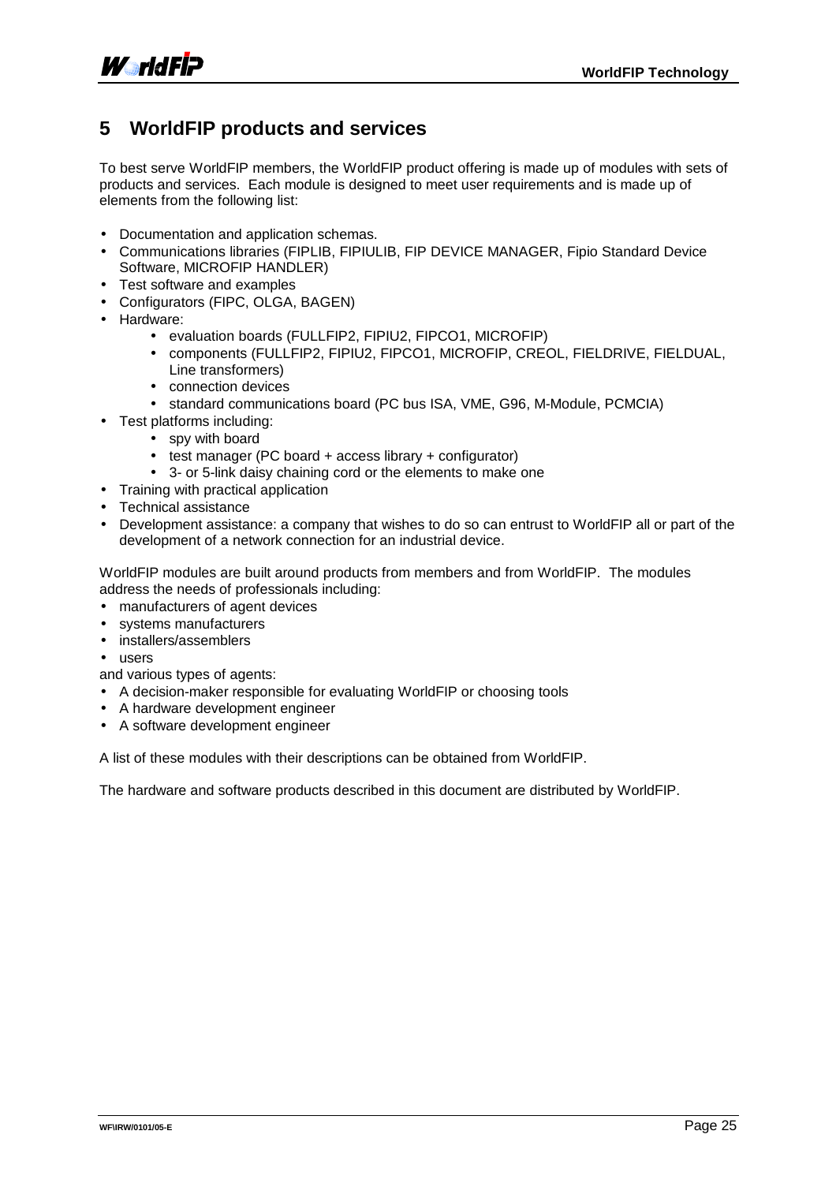## 5 WorldFIP products and services

To best serve WorldFIP members, the WorldFIP product offering is made up of modules with sets of products and services. Each module is designed to meet user requirements and is made up of elements from the following list:

- Documentation and application schemas.
- Communications libraries (FIPLIB, FIPIULIB, FIP DEVICE MANAGER, Fipio Standard Device Software, MICROFIP HANDLER)
- Test software and examples
- Configurators (FIPC, OLGA, BAGEN)
- Hardware:
  - evaluation boards (FULLFIP2, FIPIU2, FIPCO1, MICROFIP)
  - components (FULLFIP2, FIPIU2, FIPCO1, MICROFIP, CREOL, FIELDRIVE, FIELDUAL, Line transformers)
  - connection devices
  - standard communications board (PC bus ISA, VME, G96, M-Module, PCMCIA)
- Test platforms including:
  - spy with board
  - test manager (PC board + access library + configurator)
  - 3- or 5-link daisy chaining cord or the elements to make one
- Training with practical application
- Technical assistance
- Development assistance: a company that wishes to do so can entrust to WorldFIP all or part of the development of a network connection for an industrial device.

WorldFIP modules are built around products from members and from WorldFIP. The modules address the needs of professionals including:

- manufacturers of agent devices
- systems manufacturers
- installers/assemblers
- users

and various types of agents:

- A decision-maker responsible for evaluating WorldFIP or choosing tools
- A hardware development engineer
- A software development engineer

A list of these modules with their descriptions can be obtained from WorldFIP.

The hardware and software products described in this document are distributed by WorldFIP.